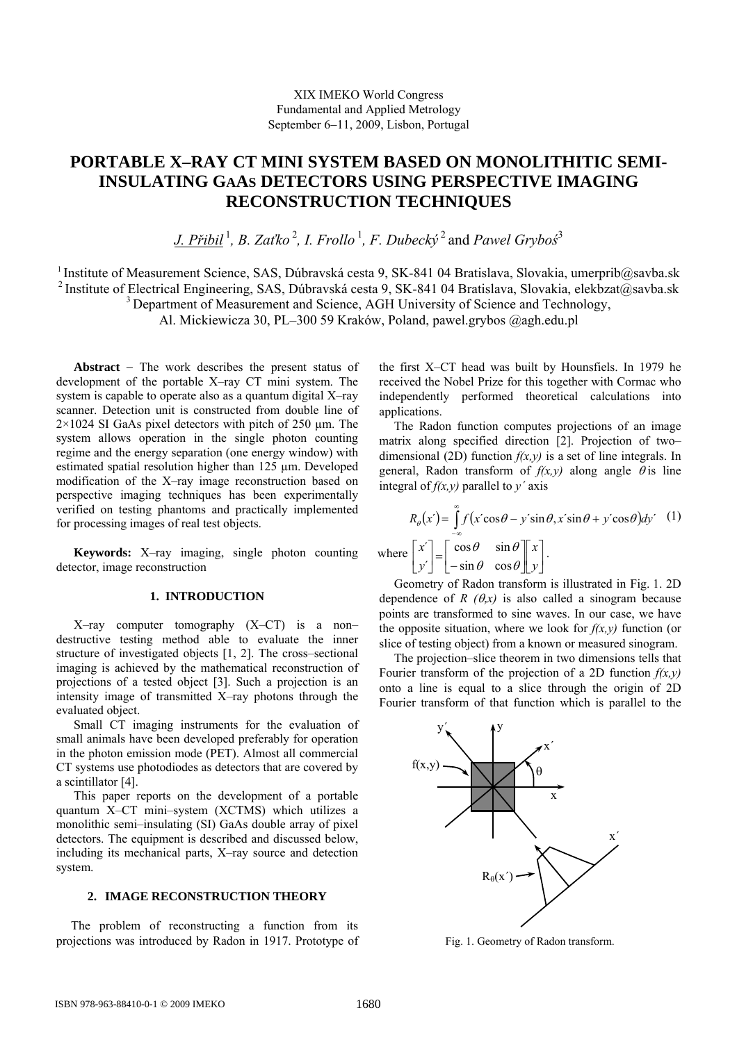XIX IMEKO World Congress
Fundamental and Applied Metrology
September 6–11, 2009, Lisbon, Portugal

# PORTABLE X–RAY CT MINI SYSTEM BASED ON MONOLITHITIC SEMI-INSULATING GAAS DETECTORS USING PERSPECTIVE IMAGING RECONSTRUCTION TECHNIQUES

*J. Přibil* [1], *B. Zaťko* [2], *I. Frollo* [1], *F. Dubecký* [2] and *Pawel Gryboś* [3]

[1] Institute of Measurement Science, SAS, Dúbravská cesta 9, SK-841 04 Bratislava, Slovakia, umerprib@savba.sk
[2] Institute of Electrical Engineering, SAS, Dúbravská cesta 9, SK-841 04 Bratislava, Slovakia, elekbzat@savba.sk
[3] Department of Measurement and Science, AGH University of Science and Technology,
Al. Mickiewicza 30, PL–300 59 Kraków, Poland, pawel.grybos @agh.edu.pl

**Abstract** − The work describes the present status of development of the portable X–ray CT mini system. The system is capable to operate also as a quantum digital X–ray scanner. Detection unit is constructed from double line of 2×1024 SI GaAs pixel detectors with pitch of 250 µm. The system allows operation in the single photon counting regime and the energy separation (one energy window) with estimated spatial resolution higher than 125 µm. Developed modification of the X–ray image reconstruction based on perspective imaging techniques has been experimentally verified on testing phantoms and practically implemented for processing images of real test objects.

**Keywords:** X–ray imaging, single photon counting detector, image reconstruction

## 1. INTRODUCTION

X–ray computer tomography (X–CT) is a non–destructive testing method able to evaluate the inner structure of investigated objects [1, 2]. The cross–sectional imaging is achieved by the mathematical reconstruction of projections of a tested object [3]. Such a projection is an intensity image of transmitted X–ray photons through the evaluated object.

Small CT imaging instruments for the evaluation of small animals have been developed preferably for operation in the photon emission mode (PET). Almost all commercial CT systems use photodiodes as detectors that are covered by a scintillator [4].

This paper reports on the development of a portable quantum X–CT mini–system (XCTMS) which utilizes a monolithic semi–insulating (SI) GaAs double array of pixel detectors. The equipment is described and discussed below, including its mechanical parts, X–ray source and detection system.

## 2. IMAGE RECONSTRUCTION THEORY

The problem of reconstructing a function from its projections was introduced by Radon in 1917. Prototype of the first X–CT head was built by Hounsfiels. In 1979 he received the Nobel Prize for this together with Cormac who independently performed theoretical calculations into applications.

The Radon function computes projections of an image matrix along specified direction [2]. Projection of two–dimensional (2D) function $f(x,y)$ is a set of line integrals. In general, Radon transform of $f(x,y)$ along angle $\theta$ is line integral of $f(x,y)$ parallel to $y'$ axis

$$R_\theta(x') = \int_{-\infty}^{\infty} f(x'\cos\theta - y'\sin\theta, x'\sin\theta + y'\cos\theta)dy' \quad (1)$$

where $\begin{bmatrix} x' \\ y' \end{bmatrix} = \begin{bmatrix} \cos\theta & \sin\theta \\ -\sin\theta & \cos\theta \end{bmatrix} \begin{bmatrix} x \\ y \end{bmatrix}$.

Geometry of Radon transform is illustrated in Fig. 1. 2D dependence of $R(\theta,x)$ is also called a sinogram because points are transformed to sine waves. In our case, we have the opposite situation, where we look for $f(x,y)$ function (or slice of testing object) from a known or measured sinogram.

The projection–slice theorem in two dimensions tells that Fourier transform of the projection of a 2D function $f(x,y)$ onto a line is equal to a slice through the origin of 2D Fourier transform of that function which is parallel to the

Fig. 1. Geometry of Radon transform.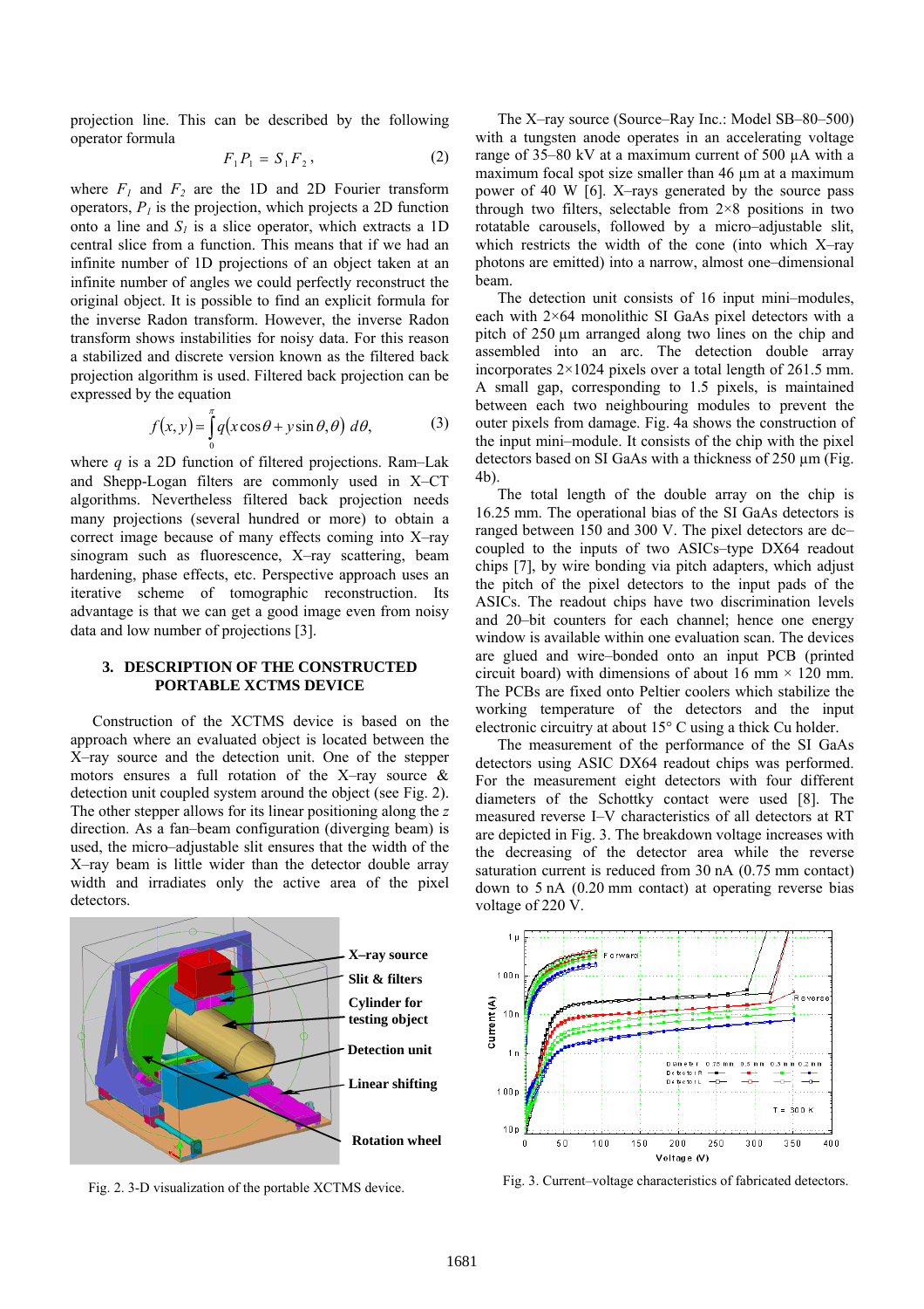projection line. This can be described by the following operator formula

$$F_1 P_1 = S_1 F_2 , \tag{2}$$

where $F_1$ and $F_2$ are the 1D and 2D Fourier transform operators, $P_1$ is the projection, which projects a 2D function onto a line and $S_1$ is a slice operator, which extracts a 1D central slice from a function. This means that if we had an infinite number of 1D projections of an object taken at an infinite number of angles we could perfectly reconstruct the original object. It is possible to find an explicit formula for the inverse Radon transform. However, the inverse Radon transform shows instabilities for noisy data. For this reason a stabilized and discrete version known as the filtered back projection algorithm is used. Filtered back projection can be expressed by the equation

$$f(x,y) = \int_0^{\pi} q(x\cos\theta + y\sin\theta, \theta)\, d\theta, \tag{3}$$

where $q$ is a 2D function of filtered projections. Ram–Lak and Shepp-Logan filters are commonly used in X–CT algorithms. Nevertheless filtered back projection needs many projections (several hundred or more) to obtain a correct image because of many effects coming into X–ray sinogram such as fluorescence, X–ray scattering, beam hardening, phase effects, etc. Perspective approach uses an iterative tomographic reconstruction. Its advantage is that we can get a good image even from noisy data and low number of projections [3].

## 3. DESCRIPTION OF THE CONSTRUCTED PORTABLE XCTMS DEVICE

Construction of the XCTMS device is based on the approach where an evaluated object is located between the X–ray source and the detection unit. One of the stepper motors ensures a full rotation of the X–ray source & detection unit coupled system around the object (see Fig. 2). The other stepper allows for its linear positioning along the $z$ direction. As a fan–beam configuration (diverging beam) is used, the micro–adjustable slit ensures that the width of the X–ray beam is little wider than the detector double array width and irradiates only the active area of the pixel detectors.

Fig. 2. 3-D visualization of the portable XCTMS device.

The X–ray source (Source–Ray Inc.: Model SB–80–500) with a tungsten anode operates in an accelerating voltage range of 35–80 kV at a maximum current of 500 µA with a maximum focal spot size smaller than 46 µm at a maximum power of 40 W [6]. X–rays generated by the source pass through two filters, selectable from 2×8 positions in two rotatable carousels, followed by a micro–adjustable slit, which restricts the width of the cone (into which X–ray photons are emitted) into a narrow, almost one–dimensional beam.

The detection unit consists of 16 input mini–modules, each with 2×64 monolithic SI GaAs pixel detectors with a pitch of 250 µm arranged along two lines on the chip and assembled into an arc. The detection double array incorporates 2×1024 pixels over a total length of 261.5 mm. A small gap, corresponding to 1.5 pixels, is maintained between each two neighbouring modules to prevent the outer pixels from damage. Fig. 4a shows the construction of the input mini–module. It consists of the chip with the pixel detectors based on SI GaAs with a thickness of 250 µm (Fig. 4b).

The total length of the double array on the chip is 16.25 mm. The operational bias of the SI GaAs detectors is ranged between 150 and 300 V. The pixel detectors are dc–coupled to the inputs of two ASICs–type DX64 readout chips [7], by wire bonding via pitch adapters, which adjust the pitch of the pixel detectors to the input pads of the ASICs. The readout chips have two discrimination levels and 20–bit counters for each channel; hence one energy window is available within one evaluation scan. The devices are glued and wire–bonded onto an input PCB (printed circuit board) with dimensions of about 16 mm × 120 mm. The PCBs are fixed onto Peltier coolers which stabilize the working temperature of the detectors and the input electronic circuitry at about 15° C using a thick Cu holder.

The measurement of the performance of the SI GaAs detectors using ASIC DX64 readout chips was performed. For the measurement eight detectors with four different diameters of the Schottky contact were used [8]. The measured reverse I–V characteristics of all detectors at RT are depicted in Fig. 3. The breakdown voltage increases with the decreasing of the detector area while the reverse saturation current is reduced from 30 nA (0.75 mm contact) down to 5 nA (0.20 mm contact) at operating reverse bias voltage of 220 V.

Fig. 3. Current–voltage characteristics of fabricated detectors.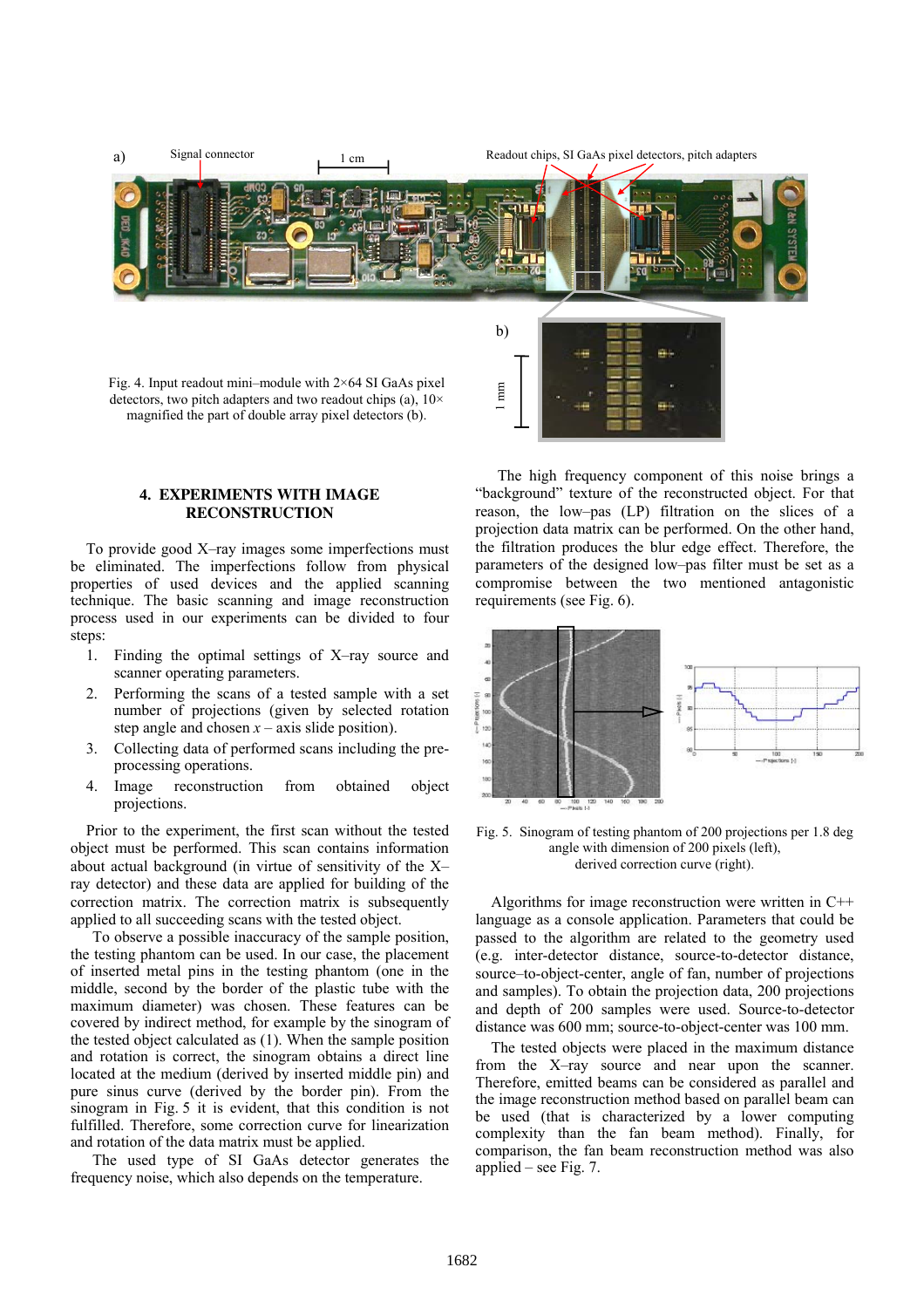Fig. 4. Input readout mini–module with 2×64 SI GaAs pixel detectors, two pitch adapters and two readout chips (a), 10× magnified the part of double array pixel detectors (b).

## 4. EXPERIMENTS WITH IMAGE RECONSTRUCTION

To provide good X–ray images some imperfections must be eliminated. The imperfections follow from physical properties of used devices and the applied scanning technique. The basic scanning and image reconstruction process used in our experiments can be divided to four steps:

1. Finding the optimal settings of X–ray source and scanner operating parameters.
2. Performing the scans of a tested sample with a set number of projections (given by selected rotation step angle and chosen $x$ – axis slide position).
3. Collecting data of performed scans including the pre-processing operations.
4. Image reconstruction from obtained object projections.

Prior to the experiment, the first scan without the tested object must be performed. This scan contains information about actual background (in virtue of sensitivity of the X–ray detector) and these data are applied for building of the correction matrix. The correction matrix is subsequently applied to all succeeding scans with the tested object.

To observe a possible inaccuracy of the sample position, the testing phantom can be used. In our case, the placement of inserted metal pins in the testing phantom (one in the middle, second by the border of the plastic tube with the maximum diameter) was chosen. These features can be covered by indirect method, for example by the sinogram of the tested object calculated as (1). When the sample position and rotation is correct, the sinogram obtains a direct line located at the medium (derived by inserted middle pin) and pure sinus curve (derived by the border pin). From the sinogram in Fig. 5 it is evident, that this condition is not fulfilled. Therefore, some correction curve for linearization and rotation of the data matrix must be applied.

The used type of SI GaAs detector generates the frequency noise, which also depends on the temperature. The high frequency component of this noise brings a "background" texture of the reconstructed object. For that reason, the low–pass (LP) filtration on the slices of a projection data matrix can be performed. On the other hand, the filtration produces the blur edge effect. Therefore, the parameters of the designed low–pas filter must be set as a compromise between the two mentioned antagonistic requirements (see Fig. 6).

Fig. 5. Sinogram of testing phantom of 200 projections per 1.8 deg angle with dimension of 200 pixels (left), derived correction curve (right).

Algorithms for image reconstruction were written in C++ language as a console application. Parameters that could be passed to the algorithm are related to the geometry used (e.g. inter-detector distance, source-to-detector distance, source–to-object-center, angle of fan, number of projections and samples). To obtain the projection data, 200 projections and depth of 200 samples were used. Source-to-detector distance was 600 mm; source-to-object-center was 100 mm.

The tested objects were placed in the maximum distance from the X–ray source and near upon the scanner. Therefore, emitted beams can be considered as parallel and the image reconstruction method based on parallel beam can be used (that is characterized by a lower computing complexity than the fan beam method). Finally, for comparison, the fan beam reconstruction method was also applied – see Fig. 7.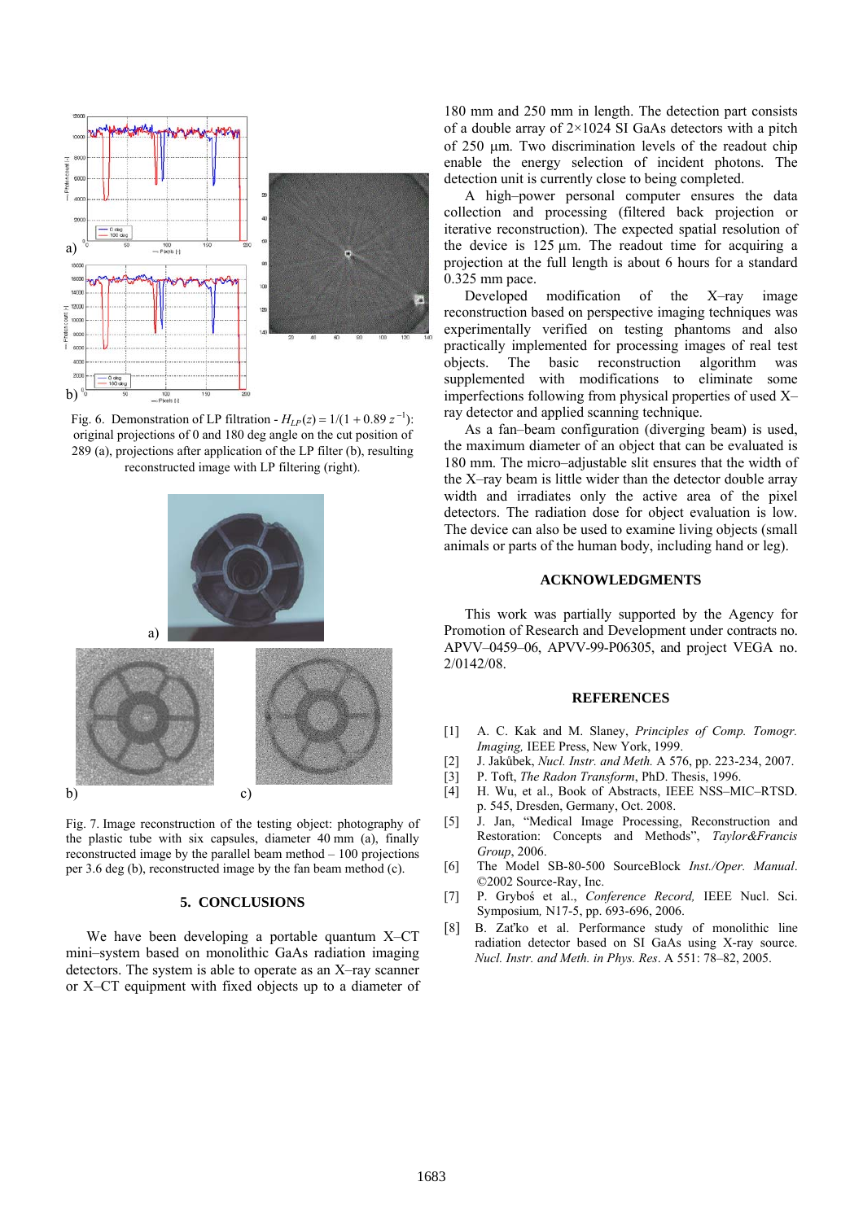Fig. 6. Demonstration of LP filtration - $H_{LP}(z) = 1/(1 + 0.89\, z^{-1})$: original projections of 0 and 180 deg angle on the cut position of 289 (a), projections after application of the LP filter (b), resulting reconstructed image with LP filtering (right).

Fig. 7. Image reconstruction of the testing object: photography of the plastic tube with six capsules, diameter 40 mm (a), finally reconstructed image by the parallel beam method – 100 projections per 3.6 deg (b), reconstructed image by the fan beam method (c).

## 5. CONCLUSIONS

We have been developing a portable quantum X–CT mini–system based on monolithic GaAs radiation imaging detectors. The system is able to operate as an X–ray scanner or X–CT equipment with fixed objects up to a diameter of 180 mm and 250 mm in length. The detection part consists of a double array of 2×1024 SI GaAs detectors with a pitch of 250 µm. Two discrimination levels of the readout chip enable the energy selection of incident photons. The detection unit is currently close to being completed.

A high–power personal computer ensures the data collection and processing (filtered back projection or iterative reconstruction). The expected spatial resolution of the device is 125 µm. The readout time for acquiring a projection at the full length is about 6 hours for a standard 0.325 mm pace.

Developed modification of the X–ray image reconstruction based on perspective imaging techniques was experimentally verified on testing phantoms and also practically implemented for processing images of real test objects. The basic reconstruction algorithm was supplemented with modifications to eliminate some imperfections following from physical properties of used X–ray detector and applied scanning technique.

As a fan–beam configuration (diverging beam) is used, the maximum diameter of an object that can be evaluated is 180 mm. The micro–adjustable slit ensures that the width of the X–ray beam is little wider than the detector double array width and irradiates only the active area of the pixel detectors. The radiation dose for object evaluation is low. The device can also be used to examine living objects (small animals or parts of the human body, including hand or leg).

## ACKNOWLEDGMENTS

This work was partially supported by the Agency for Promotion of Research and Development under contracts no. APVV–0459–06, APVV-99-P06305, and project VEGA no. 2/0142/08.

## REFERENCES

[1] A. C. Kak and M. Slaney, *Principles of Comp. Tomogr. Imaging,* IEEE Press, New York, 1999.

[2] J. Jakůbek, *Nucl. Instr. and Meth.* A 576, pp. 223-234, 2007.

[3] P. Toft, *The Radon Transform*, PhD. Thesis, 1996.

[4] H. Wu, et al., Book of Abstracts, IEEE NSS–MIC–RTSD. p. 545, Dresden, Germany, Oct. 2008.

[5] J. Jan, "Medical Image Processing, Reconstruction and Restoration: Concepts and Methods", *Taylor&Francis Group*, 2006.

[6] The Model SB-80-500 SourceBlock *Inst./Oper. Manual*. ©2002 Source-Ray, Inc.

[7] P. Gryboś et al., *Conference Record,* IEEE Nucl. Sci. Symposium, N17-5, pp. 693-696, 2006.

[8] B. Zaťko et al. Performance study of monolithic line radiation detector based on SI GaAs using X-ray source. *Nucl. Instr. and Meth. in Phys. Res*. A 551: 78–82, 2005.